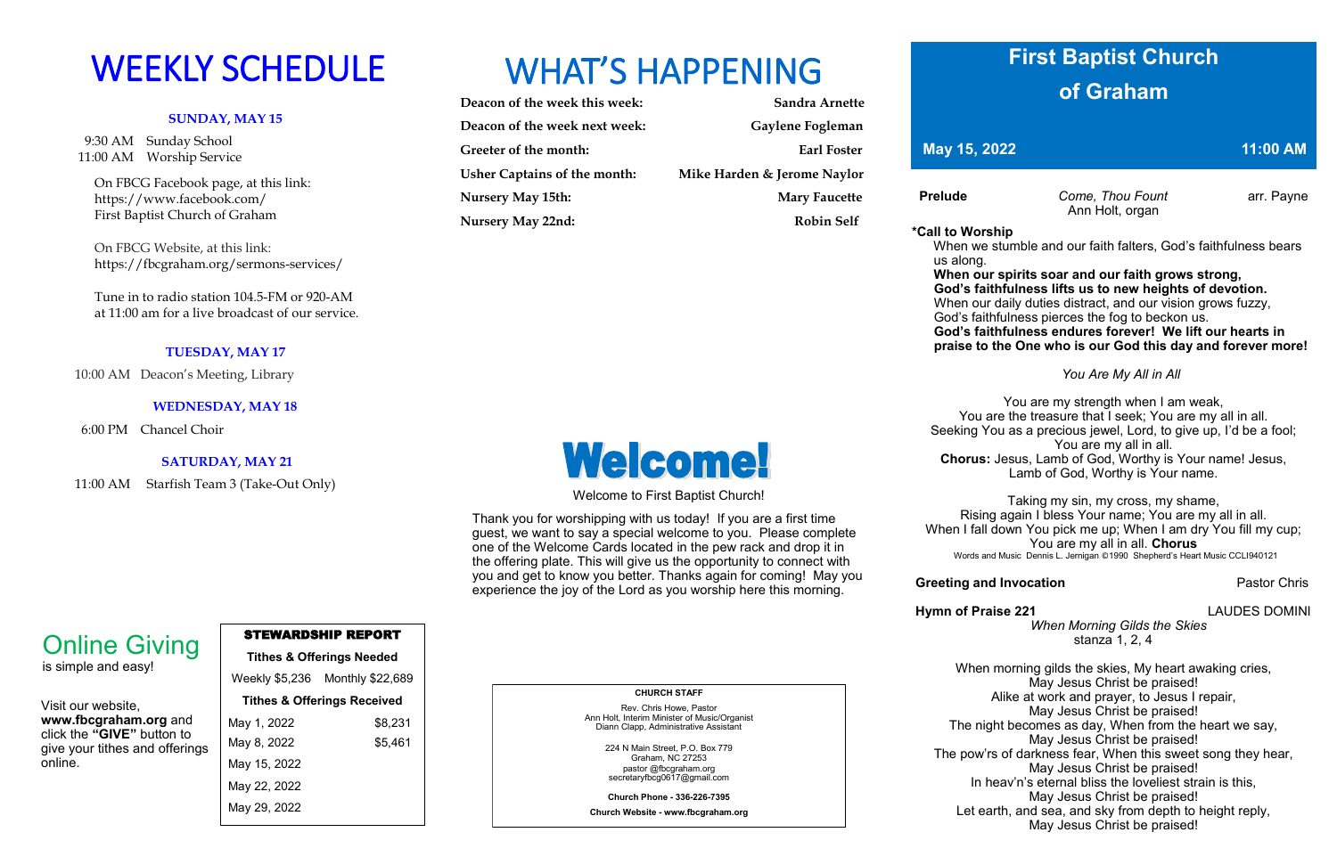# WEEKLY SCHEDULE

### SUNDAY, MAY 15

9:30 AM Sunday School
11:00 AM Worship Service

On FBCG Facebook page, at this link:
https://www.facebook.com/
First Baptist Church of Graham

On FBCG Website, at this link:
https://fbcgraham.org/sermons-services/

Tune in to radio station 104.5-FM or 920-AM at 11:00 am for a live broadcast of our service.

### TUESDAY, MAY 17

10:00 AM Deacon's Meeting, Library

### WEDNESDAY, MAY 18

6:00 PM Chancel Choir

### SATURDAY, MAY 21

11:00 AM Starfish Team 3 (Take-Out Only)

## Online Giving

is simple and easy!

Visit our website, **www.fbcgraham.org** and click the **"GIVE"** button to give your tithes and offerings online.

| STEWARDSHIP REPORT | |
|---|---|
| **Tithes & Offerings Needed** | |
| Weekly $5,236 | Monthly $22,689 |
| **Tithes & Offerings Received** | |
| May 1, 2022 | $8,231 |
| May 8, 2022 | $5,461 |
| May 15, 2022 | |
| May 22, 2022 | |
| May 29, 2022 | |

# WHAT'S HAPPENING

| | |
|---|---|
| **Deacon of the week this week:** | **Sandra Arnette** |
| **Deacon of the week next week:** | **Gaylene Fogleman** |
| **Greeter of the month:** | **Earl Foster** |
| **Usher Captains of the month:** | **Mike Harden & Jerome Naylor** |
| **Nursery May 15th:** | **Mary Faucette** |
| **Nursery May 22nd:** | **Robin Self** |

# Welcome!

Welcome to First Baptist Church!

Thank you for worshipping with us today! If you are a first time guest, we want to say a special welcome to you. Please complete one of the Welcome Cards located in the pew rack and drop it in the offering plate. This will give us the opportunity to connect with you and get to know you better. Thanks again for coming! May you experience the joy of the Lord as you worship here this morning.

**CHURCH STAFF**

Rev. Chris Howe, Pastor
Ann Holt, Interim Minister of Music/Organist
Diann Clapp, Administrative Assistant

224 N Main Street, P.O. Box 779
Graham, NC 27253
pastor @fbcgraham.org
secretaryfbcg0617@gmail.com

**Church Phone - 336-226-7395**

**Church Website - www.fbcgraham.org**

# First Baptist Church of Graham

**May 15, 2022** **11:00 AM**

**Prelude** *Come, Thou Fount* arr. Payne
Ann Holt, organ

**\*Call to Worship**

When we stumble and our faith falters, God's faithfulness bears us along.
**When our spirits soar and our faith grows strong, God's faithfulness lifts us to new heights of devotion.**
When our daily duties distract, and our vision grows fuzzy, God's faithfulness pierces the fog to beckon us.
**God's faithfulness endures forever! We lift our hearts in praise to the One who is our God this day and forever more!**

*You Are My All in All*

You are my strength when I am weak,
You are the treasure that I seek; You are my all in all.
Seeking You as a precious jewel, Lord, to give up, I'd be a fool;
You are my all in all.
**Chorus:** Jesus, Lamb of God, Worthy is Your name! Jesus,
Lamb of God, Worthy is Your name.

Taking my sin, my cross, my shame,
Rising again I bless Your name; You are my all in all.
When I fall down You pick me up; When I am dry You fill my cup;
You are my all in all. **Chorus**

Words and Music Dennis L. Jernigan ©1990 Shepherd's Heart Music CCLI940121

**Greeting and Invocation** Pastor Chris

**Hymn of Praise 221** LAUDES DOMINI
*When Morning Gilds the Skies*
stanza 1, 2, 4

When morning gilds the skies, My heart awaking cries,
May Jesus Christ be praised!
Alike at work and prayer, to Jesus I repair,
May Jesus Christ be praised!
The night becomes as day, When from the heart we say,
May Jesus Christ be praised!
The pow'rs of darkness fear, When this sweet song they hear,
May Jesus Christ be praised!
In heav'n's eternal bliss the loveliest strain is this,
May Jesus Christ be praised!
Let earth, and sea, and sky from depth to height reply,
May Jesus Christ be praised!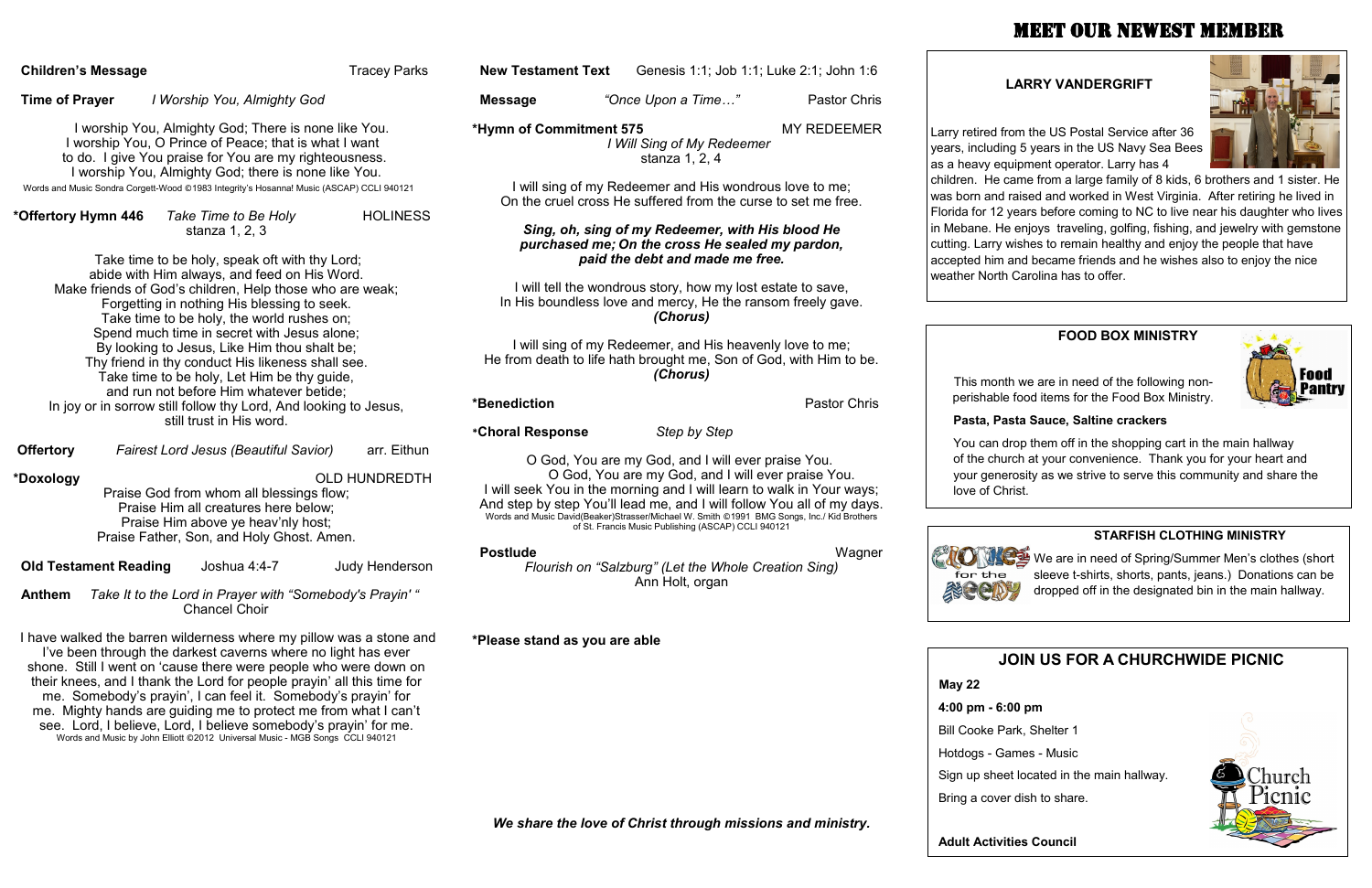**Children's Message** Tracey Parks

**Time of Prayer** *I Worship You, Almighty God*

I worship You, Almighty God; There is none like You.
I worship You, O Prince of Peace; that is what I want
to do. I give You praise for You are my righteousness.
I worship You, Almighty God; there is none like You.

Words and Music Sondra Corgett-Wood ©1983 Integrity's Hosanna! Music (ASCAP) CCLI 940121

**\*Offertory Hymn 446** *Take Time to Be Holy* HOLINESS
stanza 1, 2, 3

Take time to be holy, speak oft with thy Lord;
abide with Him always, and feed on His Word.
Make friends of God's children, Help those who are weak;
Forgetting in nothing His blessing to seek.
Take time to be holy, the world rushes on;
Spend much time in secret with Jesus alone;
By looking to Jesus, Like Him thou shalt be;
Thy friend in thy conduct His likeness shall see.
Take time to be holy, Let Him be thy guide,
and run not before Him whatever betide;
In joy or in sorrow still follow thy Lord, And looking to Jesus,
still trust in His word.

**Offertory** *Fairest Lord Jesus (Beautiful Savior)* arr. Eithun

**\*Doxology** OLD HUNDREDTH

Praise God from whom all blessings flow;
Praise Him all creatures here below;
Praise Him above ye heav'nly host;
Praise Father, Son, and Holy Ghost. Amen.

**Old Testament Reading** Joshua 4:4-7 Judy Henderson

**Anthem** *Take It to the Lord in Prayer with "Somebody's Prayin' "*
Chancel Choir

I have walked the barren wilderness where my pillow was a stone and I've been through the darkest caverns where no light has ever shone. Still I went on 'cause there were people who were down on their knees, and I thank the Lord for people prayin' all this time for me. Somebody's prayin', I can feel it. Somebody's prayin' for me. Mighty hands are guiding me to protect me from what I can't see. Lord, I believe, Lord, I believe somebody's prayin' for me.

Words and Music by John Elliott ©2012 Universal Music - MGB Songs CCLI 940121

**New Testament Text** Genesis 1:1; Job 1:1; Luke 2:1; John 1:6

**Message** *"Once Upon a Time…"* Pastor Chris

**\*Hymn of Commitment 575** MY REDEEMER
*I Will Sing of My Redeemer*
stanza 1, 2, 4

I will sing of my Redeemer and His wondrous love to me;
On the cruel cross He suffered from the curse to set me free.

***Sing, oh, sing of my Redeemer, with His blood He purchased me; On the cross He sealed my pardon, paid the debt and made me free.***

I will tell the wondrous story, how my lost estate to save,
In His boundless love and mercy, He the ransom freely gave.
***(Chorus)***

I will sing of my Redeemer, and His heavenly love to me;
He from death to life hath brought me, Son of God, with Him to be.
***(Chorus)***

**\*Benediction** Pastor Chris

**\*Choral Response** *Step by Step*

O God, You are my God, and I will ever praise You.
O God, You are my God, and I will ever praise You.
I will seek You in the morning and I will learn to walk in Your ways;
And step by step You'll lead me, and I will follow You all of my days.

Words and Music David(Beaker)Strasser/Michael W. Smith ©1991 BMG Songs, Inc./ Kid Brothers of St. Francis Music Publishing (ASCAP) CCLI 940121

**Postlude** Wagner
*Flourish on "Salzburg" (Let the Whole Creation Sing)*
Ann Holt, organ

**\*Please stand as you are able**

***We share the love of Christ through missions and ministry.***

# MEET OUR NEWEST MEMBER

### LARRY VANDERGRIFT

Larry retired from the US Postal Service after 36 years, including 5 years in the US Navy Sea Bees as a heavy equipment operator. Larry has 4 children. He came from a large family of 8 kids, 6 brothers and 1 sister. He was born and raised and worked in West Virginia. After retiring he lived in Florida for 12 years before coming to NC to live near his daughter who lives in Mebane. He enjoys traveling, golfing, fishing, and jewelry with gemstone cutting. Larry wishes to remain healthy and enjoy the people that have accepted him and became friends and he wishes also to enjoy the nice weather North Carolina has to offer.

### FOOD BOX MINISTRY

This month we are in need of the following non-perishable food items for the Food Box Ministry.

**Pasta, Pasta Sauce, Saltine crackers**

You can drop them off in the shopping cart in the main hallway of the church at your convenience. Thank you for your heart and your generosity as we strive to serve this community and share the love of Christ.

### STARFISH CLOTHING MINISTRY

We are in need of Spring/Summer Men's clothes (short sleeve t-shirts, shorts, pants, jeans.) Donations can be dropped off in the designated bin in the main hallway.

## JOIN US FOR A CHURCHWIDE PICNIC

**May 22**

**4:00 pm - 6:00 pm**

Bill Cooke Park, Shelter 1

Hotdogs - Games - Music

Sign up sheet located in the main hallway.

Bring a cover dish to share.

**Adult Activities Council**